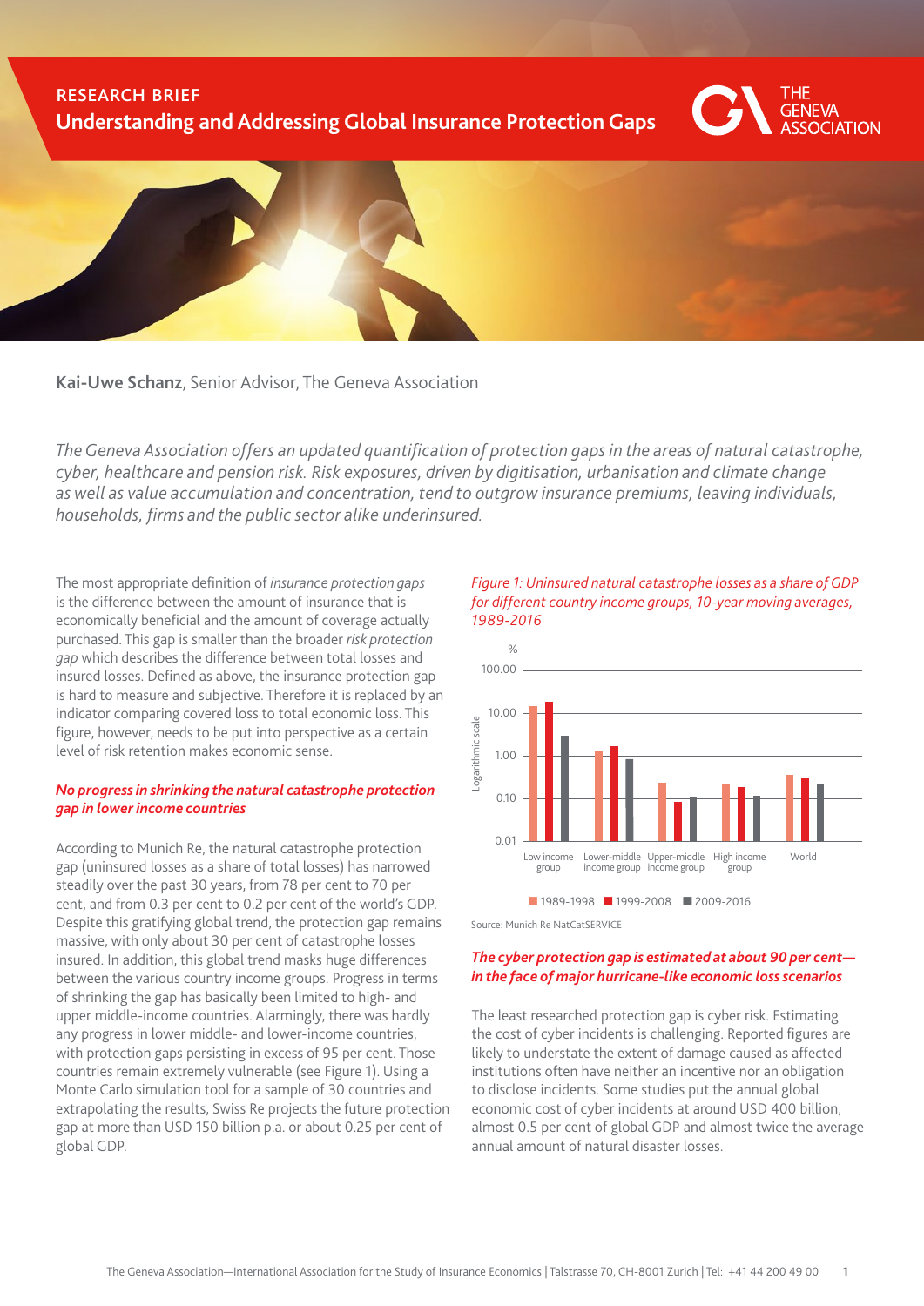RESEARCH BRIEF

# Understanding and Addressing Global Insurance Protection Gaps

**Kai-Uwe Schanz**, Senior Advisor, The Geneva Association

*The Geneva Association offers an updated quantification of protection gaps in the areas of natural catastrophe, cyber, healthcare and pension risk. Risk exposures, driven by digitisation, urbanisation and climate change as well as value accumulation and concentration, tend to outgrow insurance premiums, leaving individuals, households, firms and the public sector alike underinsured.*

The most appropriate definition of *insurance protection gaps* is the difference between the amount of insurance that is economically beneficial and the amount of coverage actually purchased. This gap is smaller than the broader *risk protection gap* which describes the difference between total losses and insured losses. Defined as above, the insurance protection gap is hard to measure and subjective. Therefore it is replaced by an indicator comparing covered loss to total economic loss. This figure, however, needs to be put into perspective as a certain level of risk retention makes economic sense.

### No progress in shrinking the natural catastrophe protection gap in lower income countries

According to Munich Re, the natural catastrophe protection gap (uninsured losses as a share of total losses) has narrowed steadily over the past 30 years, from 78 per cent to 70 per cent, and from 0.3 per cent to 0.2 per cent of the world's GDP. Despite this gratifying global trend, the protection gap remains massive, with only about 30 per cent of catastrophe losses insured. In addition, this global trend masks huge differences between the various country income groups. Progress in terms of shrinking the gap has basically been limited to high- and upper middle-income countries. Alarmingly, there was hardly any progress in lower middle- and lower-income countries, with protection gaps persisting in excess of 95 per cent. Those countries remain extremely vulnerable (see Figure 1). Using a Monte Carlo simulation tool for a sample of 30 countries and extrapolating the results, Swiss Re projects the future protection gap at more than USD 150 billion p.a. or about 0.25 per cent of global GDP.

*Figure 1: Uninsured natural catastrophe losses as a share of GDP for different country income groups, 10-year moving averages, 1989-2016*

Source: Munich Re NatCatSERVICE

### The cyber protection gap is estimated at about 90 per cent—in the face of major hurricane-like economic loss scenarios

The least researched protection gap is cyber risk. Estimating the cost of cyber incidents is challenging. Reported figures are likely to understate the extent of damage caused as affected institutions often have neither an incentive nor an obligation to disclose incidents. Some studies put the annual global economic cost of cyber incidents at around USD 400 billion, almost 0.5 per cent of global GDP and almost twice the average annual amount of natural disaster losses.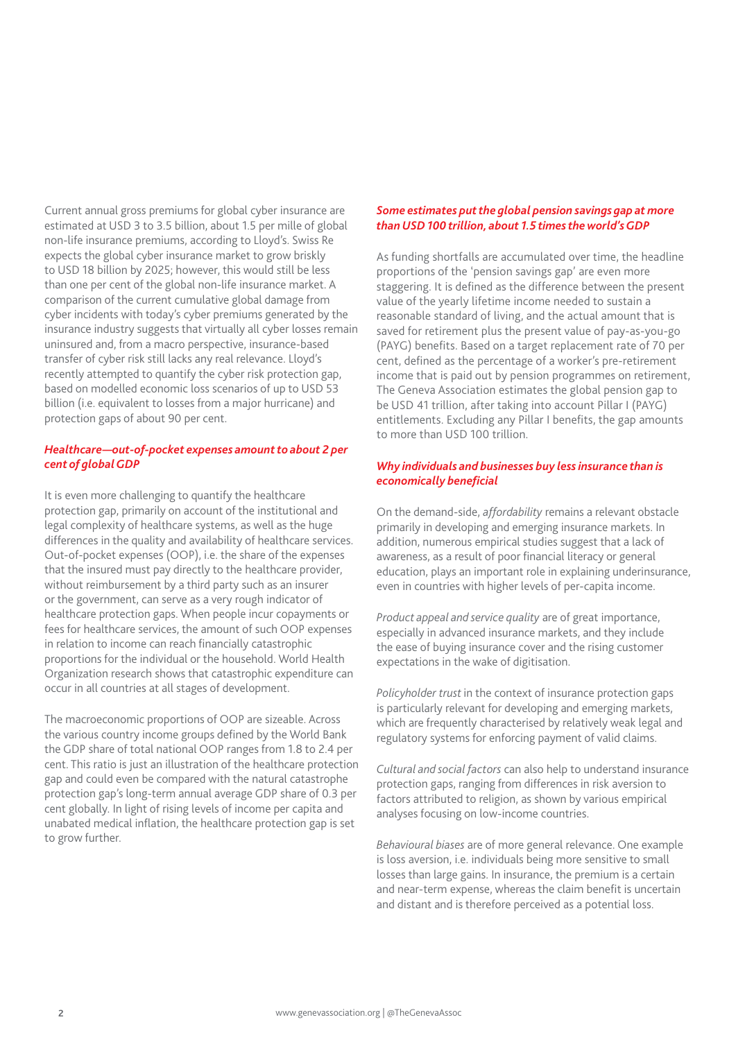Current annual gross premiums for global cyber insurance are estimated at USD 3 to 3.5 billion, about 1.5 per mille of global non-life insurance premiums, according to Lloyd's. Swiss Re expects the global cyber insurance market to grow briskly to USD 18 billion by 2025; however, this would still be less than one per cent of the global non-life insurance market. A comparison of the current cumulative global damage from cyber incidents with today's cyber premiums generated by the insurance industry suggests that virtually all cyber losses remain uninsured and, from a macro perspective, insurance-based transfer of cyber risk still lacks any real relevance. Lloyd's recently attempted to quantify the cyber risk protection gap, based on modelled economic loss scenarios of up to USD 53 billion (i.e. equivalent to losses from a major hurricane) and protection gaps of about 90 per cent.

### *Healthcare—out-of-pocket expenses amount to about 2 per cent of global GDP*

It is even more challenging to quantify the healthcare protection gap, primarily on account of the institutional and legal complexity of healthcare systems, as well as the huge differences in the quality and availability of healthcare services. Out-of-pocket expenses (OOP), i.e. the share of the expenses that the insured must pay directly to the healthcare provider, without reimbursement by a third party such as an insurer or the government, can serve as a very rough indicator of healthcare protection gaps. When people incur copayments or fees for healthcare services, the amount of such OOP expenses in relation to income can reach financially catastrophic proportions for the individual or the household. World Health Organization research shows that catastrophic expenditure can occur in all countries at all stages of development.

The macroeconomic proportions of OOP are sizeable. Across the various country income groups defined by the World Bank the GDP share of total national OOP ranges from 1.8 to 2.4 per cent. This ratio is just an illustration of the healthcare protection gap and could even be compared with the natural catastrophe protection gap's long-term annual average GDP share of 0.3 per cent globally. In light of rising levels of income per capita and unabated medical inflation, the healthcare protection gap is set to grow further.

### *Some estimates put the global pension savings gap at more than USD 100 trillion, about 1.5 times the world's GDP*

As funding shortfalls are accumulated over time, the headline proportions of the 'pension savings gap' are even more staggering. It is defined as the difference between the present value of the yearly lifetime income needed to sustain a reasonable standard of living, and the actual amount that is saved for retirement plus the present value of pay-as-you-go (PAYG) benefits. Based on a target replacement rate of 70 per cent, defined as the percentage of a worker's pre-retirement income that is paid out by pension programmes on retirement, The Geneva Association estimates the global pension gap to be USD 41 trillion, after taking into account Pillar I (PAYG) entitlements. Excluding any Pillar I benefits, the gap amounts to more than USD 100 trillion.

### *Why individuals and businesses buy less insurance than is economically beneficial*

On the demand-side, *affordability* remains a relevant obstacle primarily in developing and emerging insurance markets. In addition, numerous empirical studies suggest that a lack of awareness, as a result of poor financial literacy or general education, plays an important role in explaining underinsurance, even in countries with higher levels of per-capita income.

*Product appeal and service quality* are of great importance, especially in advanced insurance markets, and they include the ease of buying insurance cover and the rising customer expectations in the wake of digitisation.

*Policyholder trust* in the context of insurance protection gaps is particularly relevant for developing and emerging markets, which are frequently characterised by relatively weak legal and regulatory systems for enforcing payment of valid claims.

*Cultural and social factors* can also help to understand insurance protection gaps, ranging from differences in risk aversion to factors attributed to religion, as shown by various empirical analyses focusing on low-income countries.

*Behavioural biases* are of more general relevance. One example is loss aversion, i.e. individuals being more sensitive to small losses than large gains. In insurance, the premium is a certain and near-term expense, whereas the claim benefit is uncertain and distant and is therefore perceived as a potential loss.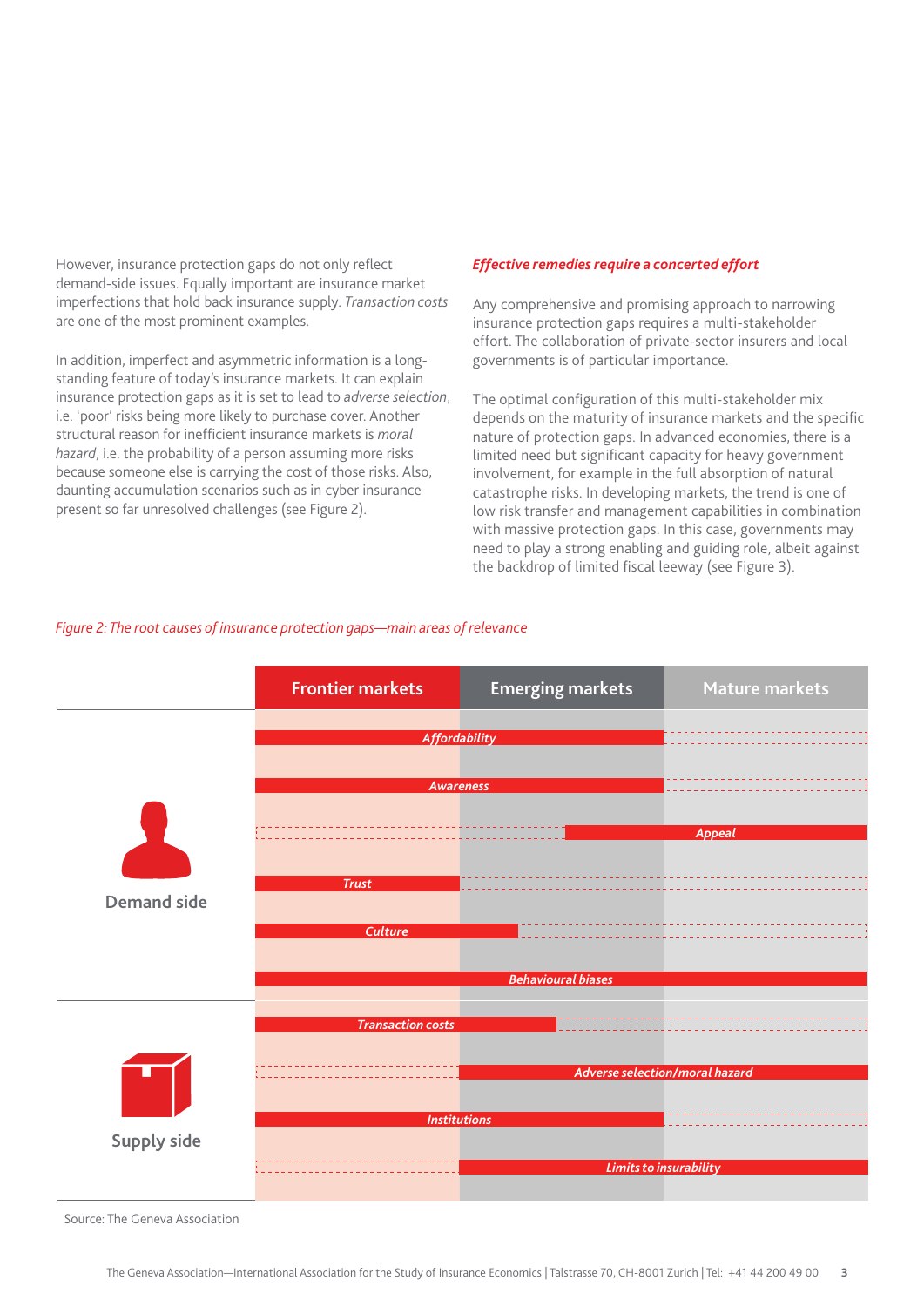However, insurance protection gaps do not only reflect demand-side issues. Equally important are insurance market imperfections that hold back insurance supply. *Transaction costs* are one of the most prominent examples.

In addition, imperfect and asymmetric information is a long-standing feature of today's insurance markets. It can explain insurance protection gaps as it is set to lead to *adverse selection*, i.e. 'poor' risks being more likely to purchase cover. Another structural reason for inefficient insurance markets is *moral hazard*, i.e. the probability of a person assuming more risks because someone else is carrying the cost of those risks. Also, daunting accumulation scenarios such as in cyber insurance present so far unresolved challenges (see Figure 2).

## *Effective remedies require a concerted effort*

Any comprehensive and promising approach to narrowing insurance protection gaps requires a multi-stakeholder effort. The collaboration of private-sector insurers and local governments is of particular importance.

The optimal configuration of this multi-stakeholder mix depends on the maturity of insurance markets and the specific nature of protection gaps. In advanced economies, there is a limited need but significant capacity for heavy government involvement, for example in the full absorption of natural catastrophe risks. In developing markets, the trend is one of low risk transfer and management capabilities in combination with massive protection gaps. In this case, governments may need to play a strong enabling and guiding role, albeit against the backdrop of limited fiscal leeway (see Figure 3).

*Figure 2: The root causes of insurance protection gaps—main areas of relevance*

| | | Frontier markets | Emerging markets | Mature markets |
|---|---|---|---|---|
| Demand side | Affordability | ✓ | ✓ | |
| | Awareness | ✓ | ✓ | |
| | Appeal | | ✓ (partly) | ✓ |
| | Trust | ✓ | | |
| | Culture | ✓ | ✓ (partly) | |
| | Behavioural biases | ✓ | ✓ | ✓ |
| Supply side | Transaction costs | ✓ | ✓ (partly) | |
| | Adverse selection/moral hazard | | ✓ | ✓ |
| | Institutions | ✓ | ✓ | |
| | Limits to insurability | | ✓ | ✓ |

Source: The Geneva Association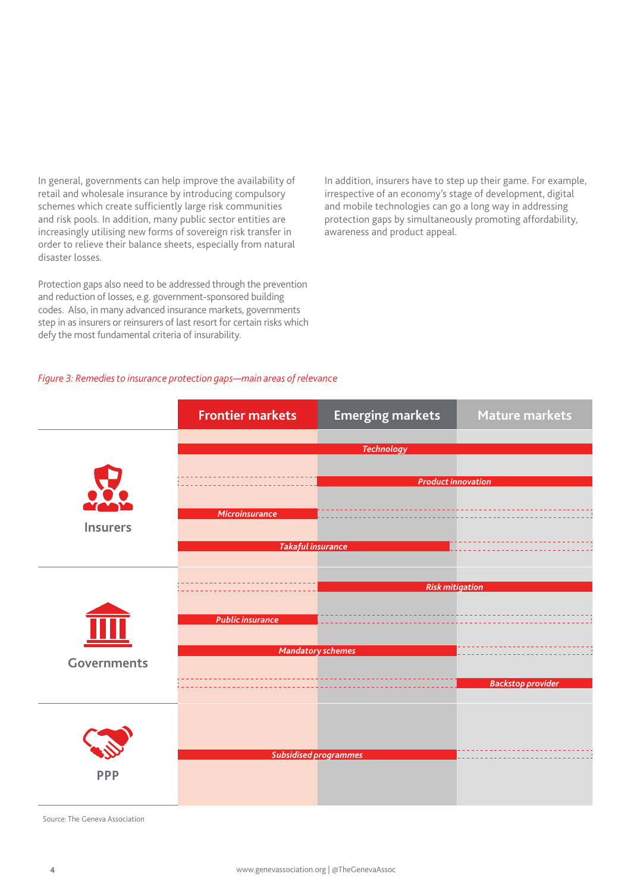In general, governments can help improve the availability of retail and wholesale insurance by introducing compulsory schemes which create sufficiently large risk communities and risk pools. In addition, many public sector entities are increasingly utilising new forms of sovereign risk transfer in order to relieve their balance sheets, especially from natural disaster losses.

Protection gaps also need to be addressed through the prevention and reduction of losses, e.g. government-sponsored building codes. Also, in many advanced insurance markets, governments step in as insurers or reinsurers of last resort for certain risks which defy the most fundamental criteria of insurability.

In addition, insurers have to step up their game. For example, irrespective of an economy's stage of development, digital and mobile technologies can go a long way in addressing protection gaps by simultaneously promoting affordability, awareness and product appeal.

*Figure 3: Remedies to insurance protection gaps—main areas of relevance*

Frontier markets
Emerging markets
Mature markets

Insurers
Technology
Product innovation
Microinsurance
Takaful insurance

Governments
Risk mitigation
Public insurance
Mandatory schemes
Backstop provider

PPP
Subsidised programmes

Source: The Geneva Association